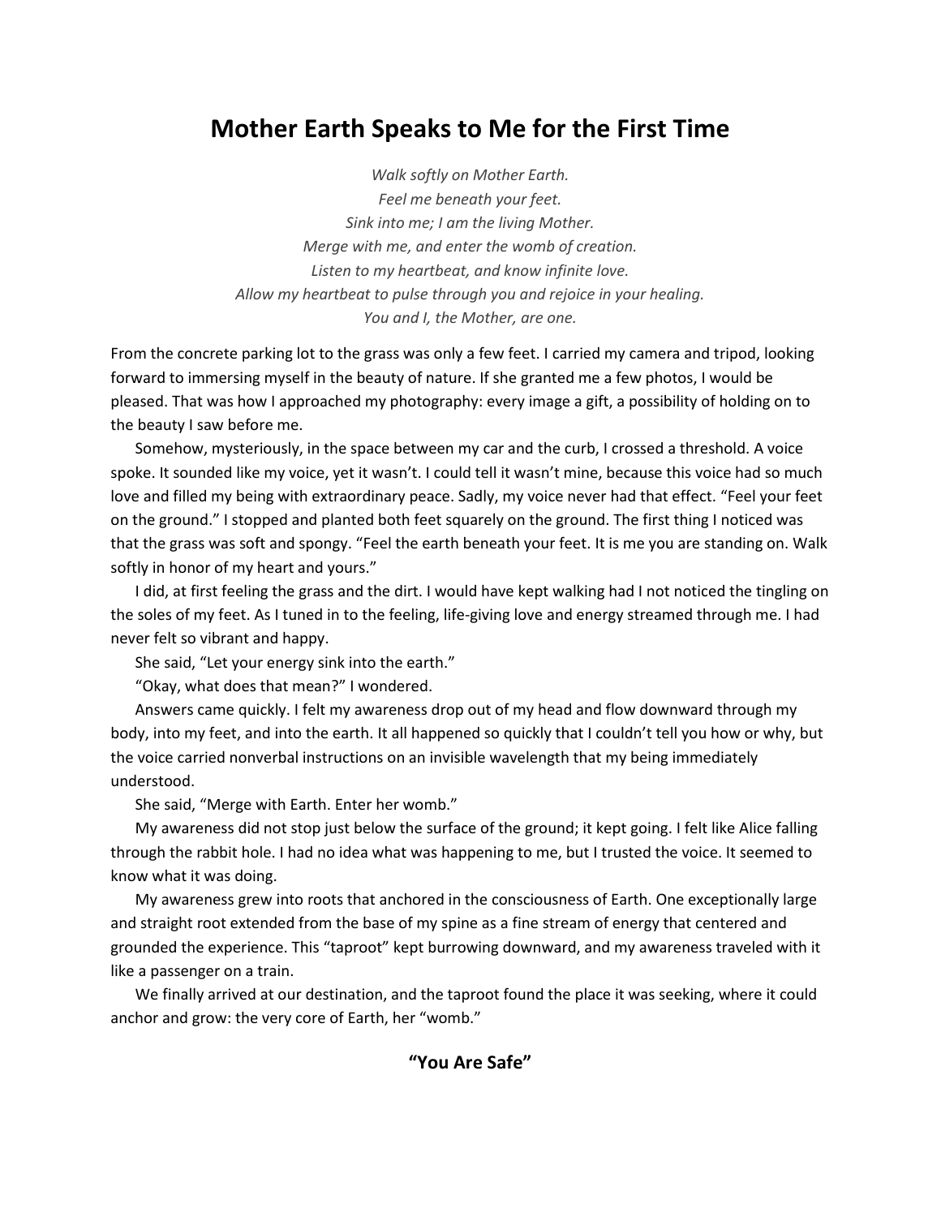# Mother Earth Speaks to Me for the First Time

*Walk softly on Mother Earth.*
*Feel me beneath your feet.*
*Sink into me; I am the living Mother.*
*Merge with me, and enter the womb of creation.*
*Listen to my heartbeat, and know infinite love.*
*Allow my heartbeat to pulse through you and rejoice in your healing.*
*You and I, the Mother, are one.*

From the concrete parking lot to the grass was only a few feet. I carried my camera and tripod, looking forward to immersing myself in the beauty of nature. If she granted me a few photos, I would be pleased. That was how I approached my photography: every image a gift, a possibility of holding on to the beauty I saw before me.

Somehow, mysteriously, in the space between my car and the curb, I crossed a threshold. A voice spoke. It sounded like my voice, yet it wasn't. I could tell it wasn't mine, because this voice had so much love and filled my being with extraordinary peace. Sadly, my voice never had that effect. "Feel your feet on the ground." I stopped and planted both feet squarely on the ground. The first thing I noticed was that the grass was soft and spongy. "Feel the earth beneath your feet. It is me you are standing on. Walk softly in honor of my heart and yours."

I did, at first feeling the grass and the dirt. I would have kept walking had I not noticed the tingling on the soles of my feet. As I tuned in to the feeling, life-giving love and energy streamed through me. I had never felt so vibrant and happy.

She said, "Let your energy sink into the earth."

"Okay, what does that mean?" I wondered.

Answers came quickly. I felt my awareness drop out of my head and flow downward through my body, into my feet, and into the earth. It all happened so quickly that I couldn't tell you how or why, but the voice carried nonverbal instructions on an invisible wavelength that my being immediately understood.

She said, "Merge with Earth. Enter her womb."

My awareness did not stop just below the surface of the ground; it kept going. I felt like Alice falling through the rabbit hole. I had no idea what was happening to me, but I trusted the voice. It seemed to know what it was doing.

My awareness grew into roots that anchored in the consciousness of Earth. One exceptionally large and straight root extended from the base of my spine as a fine stream of energy that centered and grounded the experience. This "taproot" kept burrowing downward, and my awareness traveled with it like a passenger on a train.

We finally arrived at our destination, and the taproot found the place it was seeking, where it could anchor and grow: the very core of Earth, her "womb."

## "You Are Safe"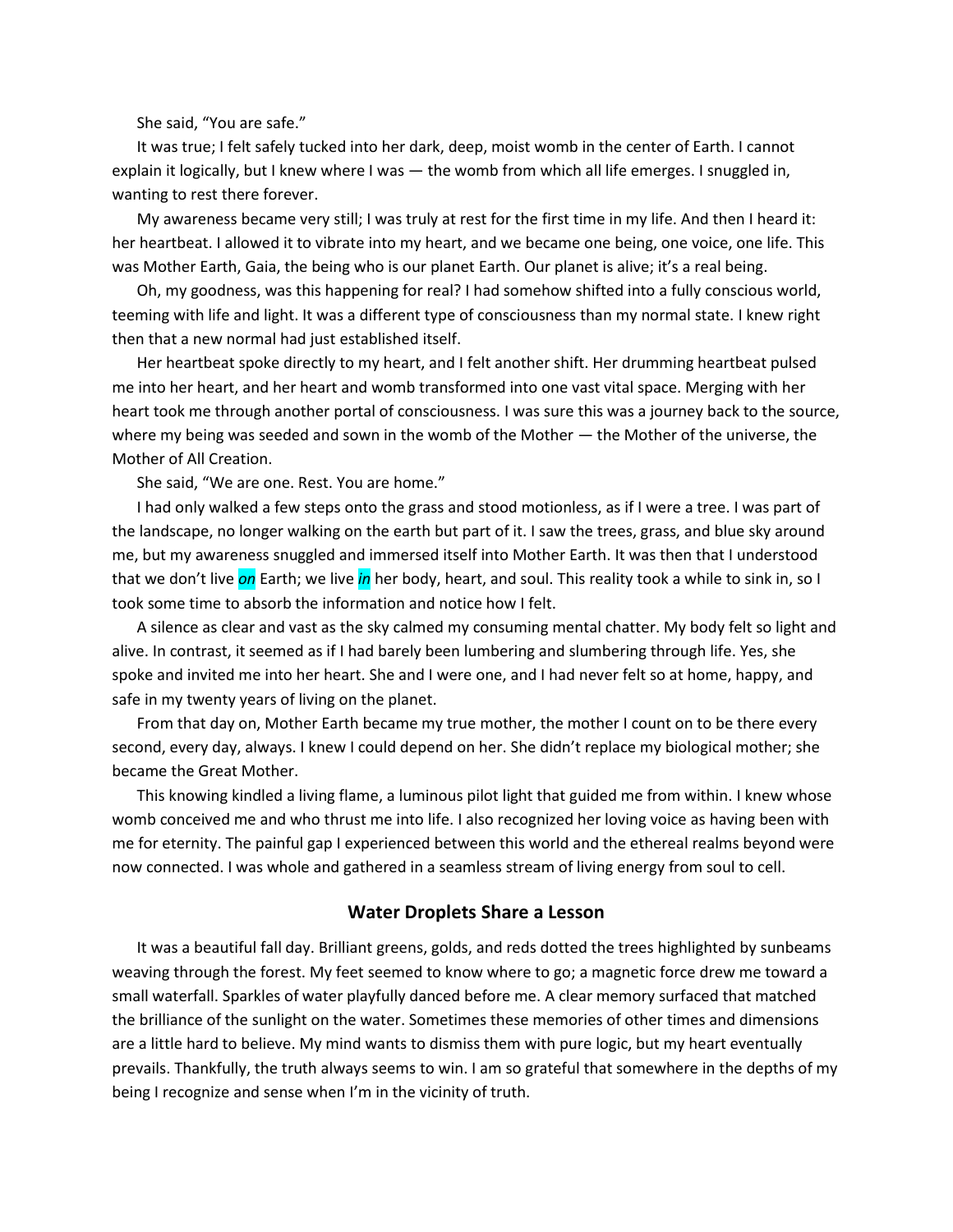She said, "You are safe."

It was true; I felt safely tucked into her dark, deep, moist womb in the center of Earth. I cannot explain it logically, but I knew where I was — the womb from which all life emerges. I snuggled in, wanting to rest there forever.

My awareness became very still; I was truly at rest for the first time in my life. And then I heard it: her heartbeat. I allowed it to vibrate into my heart, and we became one being, one voice, one life. This was Mother Earth, Gaia, the being who is our planet Earth. Our planet is alive; it's a real being.

Oh, my goodness, was this happening for real? I had somehow shifted into a fully conscious world, teeming with life and light. It was a different type of consciousness than my normal state. I knew right then that a new normal had just established itself.

Her heartbeat spoke directly to my heart, and I felt another shift. Her drumming heartbeat pulsed me into her heart, and her heart and womb transformed into one vast vital space. Merging with her heart took me through another portal of consciousness. I was sure this was a journey back to the source, where my being was seeded and sown in the womb of the Mother — the Mother of the universe, the Mother of All Creation.

She said, "We are one. Rest. You are home."

I had only walked a few steps onto the grass and stood motionless, as if I were a tree. I was part of the landscape, no longer walking on the earth but part of it. I saw the trees, grass, and blue sky around me, but my awareness snuggled and immersed itself into Mother Earth. It was then that I understood that we don't live *on* Earth; we live *in* her body, heart, and soul. This reality took a while to sink in, so I took some time to absorb the information and notice how I felt.

A silence as clear and vast as the sky calmed my consuming mental chatter. My body felt so light and alive. In contrast, it seemed as if I had barely been lumbering and slumbering through life. Yes, she spoke and invited me into her heart. She and I were one, and I had never felt so at home, happy, and safe in my twenty years of living on the planet.

From that day on, Mother Earth became my true mother, the mother I count on to be there every second, every day, always. I knew I could depend on her. She didn't replace my biological mother; she became the Great Mother.

This knowing kindled a living flame, a luminous pilot light that guided me from within. I knew whose womb conceived me and who thrust me into life. I also recognized her loving voice as having been with me for eternity. The painful gap I experienced between this world and the ethereal realms beyond were now connected. I was whole and gathered in a seamless stream of living energy from soul to cell.

## Water Droplets Share a Lesson

It was a beautiful fall day. Brilliant greens, golds, and reds dotted the trees highlighted by sunbeams weaving through the forest. My feet seemed to know where to go; a magnetic force drew me toward a small waterfall. Sparkles of water playfully danced before me. A clear memory surfaced that matched the brilliance of the sunlight on the water. Sometimes these memories of other times and dimensions are a little hard to believe. My mind wants to dismiss them with pure logic, but my heart eventually prevails. Thankfully, the truth always seems to win. I am so grateful that somewhere in the depths of my being I recognize and sense when I'm in the vicinity of truth.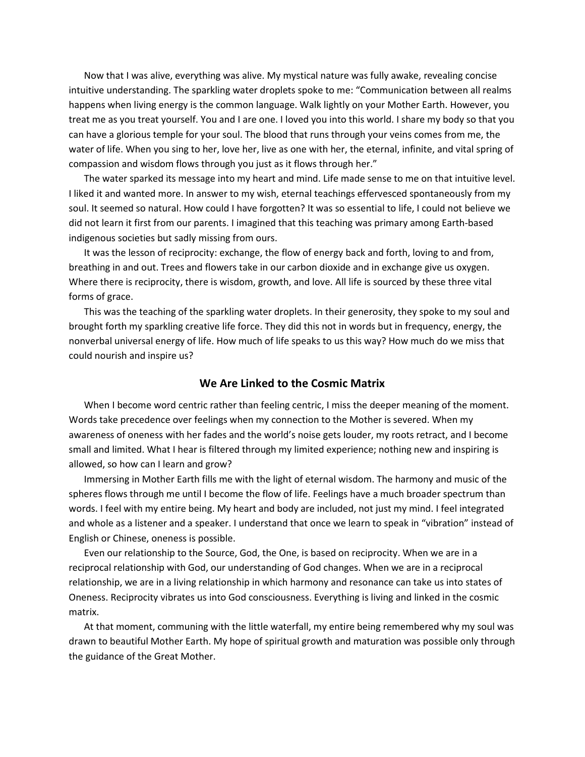Now that I was alive, everything was alive. My mystical nature was fully awake, revealing concise intuitive understanding. The sparkling water droplets spoke to me: "Communication between all realms happens when living energy is the common language. Walk lightly on your Mother Earth. However, you treat me as you treat yourself. You and I are one. I loved you into this world. I share my body so that you can have a glorious temple for your soul. The blood that runs through your veins comes from me, the water of life. When you sing to her, love her, live as one with her, the eternal, infinite, and vital spring of compassion and wisdom flows through you just as it flows through her."

The water sparked its message into my heart and mind. Life made sense to me on that intuitive level. I liked it and wanted more. In answer to my wish, eternal teachings effervesced spontaneously from my soul. It seemed so natural. How could I have forgotten? It was so essential to life, I could not believe we did not learn it first from our parents. I imagined that this teaching was primary among Earth-based indigenous societies but sadly missing from ours.

It was the lesson of reciprocity: exchange, the flow of energy back and forth, loving to and from, breathing in and out. Trees and flowers take in our carbon dioxide and in exchange give us oxygen. Where there is reciprocity, there is wisdom, growth, and love. All life is sourced by these three vital forms of grace.

This was the teaching of the sparkling water droplets. In their generosity, they spoke to my soul and brought forth my sparkling creative life force. They did this not in words but in frequency, energy, the nonverbal universal energy of life. How much of life speaks to us this way? How much do we miss that could nourish and inspire us?

## We Are Linked to the Cosmic Matrix

When I become word centric rather than feeling centric, I miss the deeper meaning of the moment. Words take precedence over feelings when my connection to the Mother is severed. When my awareness of oneness with her fades and the world's noise gets louder, my roots retract, and I become small and limited. What I hear is filtered through my limited experience; nothing new and inspiring is allowed, so how can I learn and grow?

Immersing in Mother Earth fills me with the light of eternal wisdom. The harmony and music of the spheres flows through me until I become the flow of life. Feelings have a much broader spectrum than words. I feel with my entire being. My heart and body are included, not just my mind. I feel integrated and whole as a listener and a speaker. I understand that once we learn to speak in "vibration" instead of English or Chinese, oneness is possible.

Even our relationship to the Source, God, the One, is based on reciprocity. When we are in a reciprocal relationship with God, our understanding of God changes. When we are in a reciprocal relationship, we are in a living relationship in which harmony and resonance can take us into states of Oneness. Reciprocity vibrates us into God consciousness. Everything is living and linked in the cosmic matrix.

At that moment, communing with the little waterfall, my entire being remembered why my soul was drawn to beautiful Mother Earth. My hope of spiritual growth and maturation was possible only through the guidance of the Great Mother.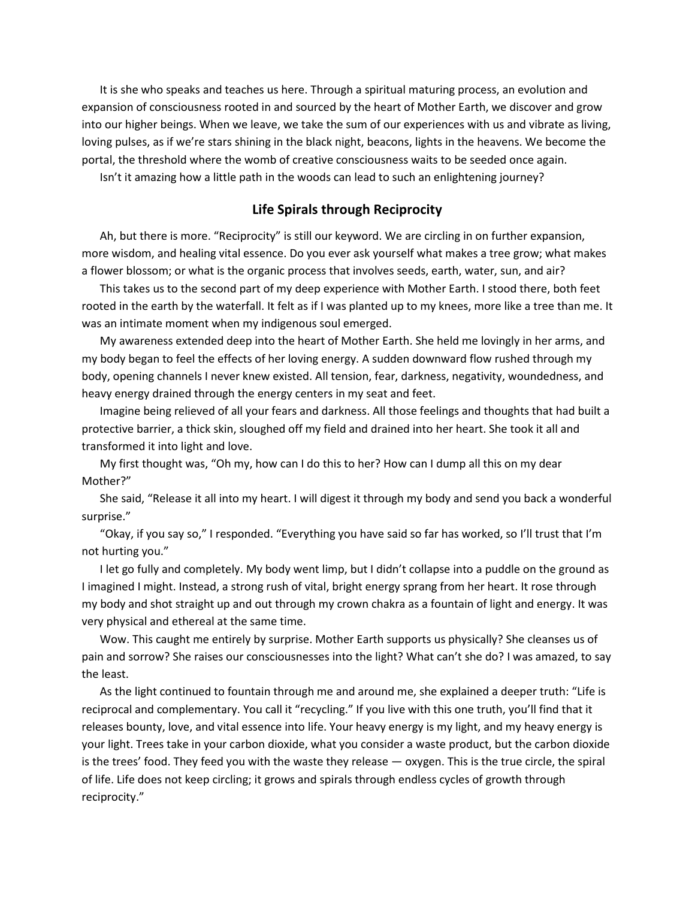It is she who speaks and teaches us here. Through a spiritual maturing process, an evolution and expansion of consciousness rooted in and sourced by the heart of Mother Earth, we discover and grow into our higher beings. When we leave, we take the sum of our experiences with us and vibrate as living, loving pulses, as if we're stars shining in the black night, beacons, lights in the heavens. We become the portal, the threshold where the womb of creative consciousness waits to be seeded once again.

Isn't it amazing how a little path in the woods can lead to such an enlightening journey?

## Life Spirals through Reciprocity

Ah, but there is more. "Reciprocity" is still our keyword. We are circling in on further expansion, more wisdom, and healing vital essence. Do you ever ask yourself what makes a tree grow; what makes a flower blossom; or what is the organic process that involves seeds, earth, water, sun, and air?

This takes us to the second part of my deep experience with Mother Earth. I stood there, both feet rooted in the earth by the waterfall. It felt as if I was planted up to my knees, more like a tree than me. It was an intimate moment when my indigenous soul emerged.

My awareness extended deep into the heart of Mother Earth. She held me lovingly in her arms, and my body began to feel the effects of her loving energy. A sudden downward flow rushed through my body, opening channels I never knew existed. All tension, fear, darkness, negativity, woundedness, and heavy energy drained through the energy centers in my seat and feet.

Imagine being relieved of all your fears and darkness. All those feelings and thoughts that had built a protective barrier, a thick skin, sloughed off my field and drained into her heart. She took it all and transformed it into light and love.

My first thought was, "Oh my, how can I do this to her? How can I dump all this on my dear Mother?"

She said, "Release it all into my heart. I will digest it through my body and send you back a wonderful surprise."

"Okay, if you say so," I responded. "Everything you have said so far has worked, so I'll trust that I'm not hurting you."

I let go fully and completely. My body went limp, but I didn't collapse into a puddle on the ground as I imagined I might. Instead, a strong rush of vital, bright energy sprang from her heart. It rose through my body and shot straight up and out through my crown chakra as a fountain of light and energy. It was very physical and ethereal at the same time.

Wow. This caught me entirely by surprise. Mother Earth supports us physically? She cleanses us of pain and sorrow? She raises our consciousnesses into the light? What can't she do? I was amazed, to say the least.

As the light continued to fountain through me and around me, she explained a deeper truth: "Life is reciprocal and complementary. You call it "recycling." If you live with this one truth, you'll find that it releases bounty, love, and vital essence into life. Your heavy energy is my light, and my heavy energy is your light. Trees take in your carbon dioxide, what you consider a waste product, but the carbon dioxide is the trees' food. They feed you with the waste they release — oxygen. This is the true circle, the spiral of life. Life does not keep circling; it grows and spirals through endless cycles of growth through reciprocity."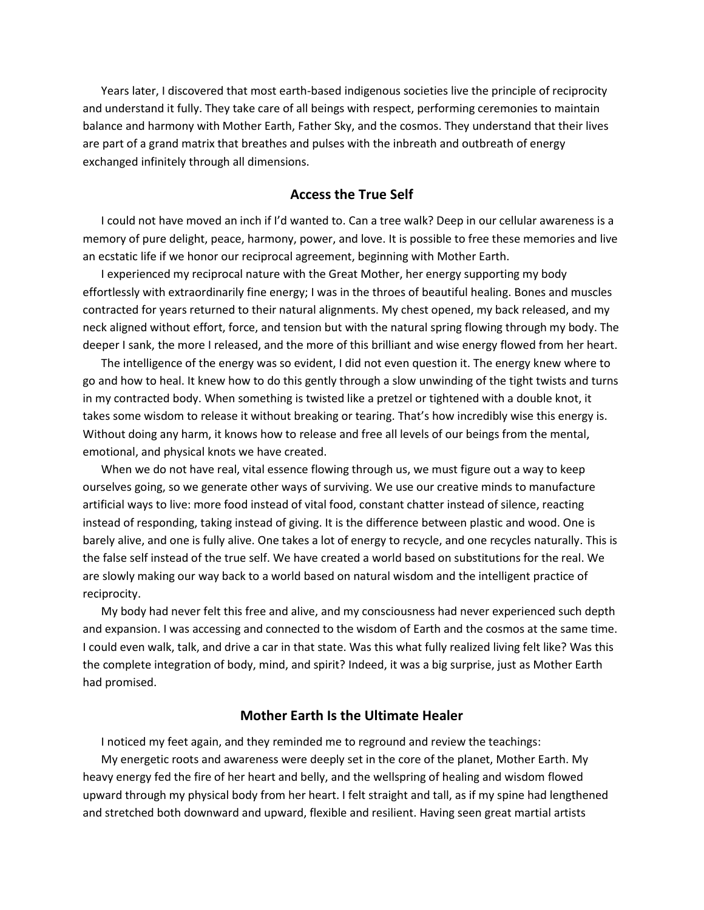Years later, I discovered that most earth-based indigenous societies live the principle of reciprocity and understand it fully. They take care of all beings with respect, performing ceremonies to maintain balance and harmony with Mother Earth, Father Sky, and the cosmos. They understand that their lives are part of a grand matrix that breathes and pulses with the inbreath and outbreath of energy exchanged infinitely through all dimensions.

## Access the True Self

I could not have moved an inch if I'd wanted to. Can a tree walk? Deep in our cellular awareness is a memory of pure delight, peace, harmony, power, and love. It is possible to free these memories and live an ecstatic life if we honor our reciprocal agreement, beginning with Mother Earth.

I experienced my reciprocal nature with the Great Mother, her energy supporting my body effortlessly with extraordinarily fine energy; I was in the throes of beautiful healing. Bones and muscles contracted for years returned to their natural alignments. My chest opened, my back released, and my neck aligned without effort, force, and tension but with the natural spring flowing through my body. The deeper I sank, the more I released, and the more of this brilliant and wise energy flowed from her heart.

The intelligence of the energy was so evident, I did not even question it. The energy knew where to go and how to heal. It knew how to do this gently through a slow unwinding of the tight twists and turns in my contracted body. When something is twisted like a pretzel or tightened with a double knot, it takes some wisdom to release it without breaking or tearing. That's how incredibly wise this energy is. Without doing any harm, it knows how to release and free all levels of our beings from the mental, emotional, and physical knots we have created.

When we do not have real, vital essence flowing through us, we must figure out a way to keep ourselves going, so we generate other ways of surviving. We use our creative minds to manufacture artificial ways to live: more food instead of vital food, constant chatter instead of silence, reacting instead of responding, taking instead of giving. It is the difference between plastic and wood. One is barely alive, and one is fully alive. One takes a lot of energy to recycle, and one recycles naturally. This is the false self instead of the true self. We have created a world based on substitutions for the real. We are slowly making our way back to a world based on natural wisdom and the intelligent practice of reciprocity.

My body had never felt this free and alive, and my consciousness had never experienced such depth and expansion. I was accessing and connected to the wisdom of Earth and the cosmos at the same time. I could even walk, talk, and drive a car in that state. Was this what fully realized living felt like? Was this the complete integration of body, mind, and spirit? Indeed, it was a big surprise, just as Mother Earth had promised.

## Mother Earth Is the Ultimate Healer

I noticed my feet again, and they reminded me to reground and review the teachings:

My energetic roots and awareness were deeply set in the core of the planet, Mother Earth. My heavy energy fed the fire of her heart and belly, and the wellspring of healing and wisdom flowed upward through my physical body from her heart. I felt straight and tall, as if my spine had lengthened and stretched both downward and upward, flexible and resilient. Having seen great martial artists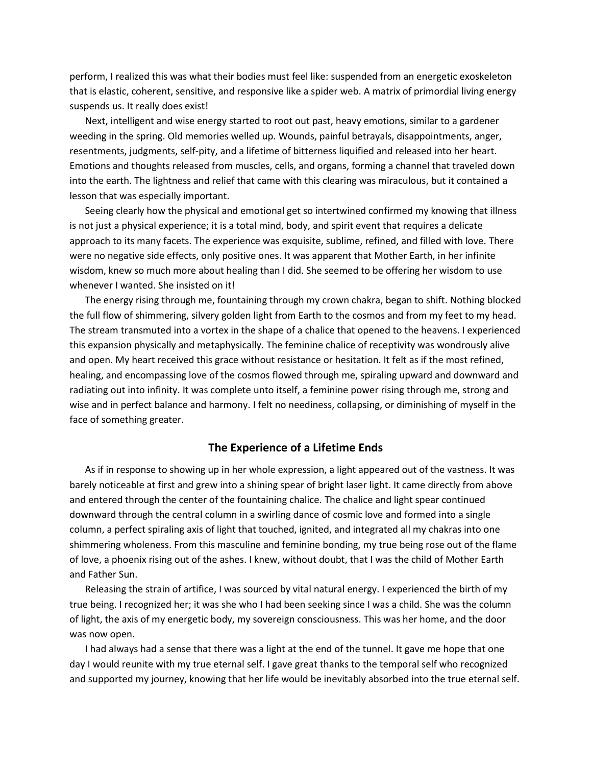perform, I realized this was what their bodies must feel like: suspended from an energetic exoskeleton that is elastic, coherent, sensitive, and responsive like a spider web. A matrix of primordial living energy suspends us. It really does exist!

Next, intelligent and wise energy started to root out past, heavy emotions, similar to a gardener weeding in the spring. Old memories welled up. Wounds, painful betrayals, disappointments, anger, resentments, judgments, self-pity, and a lifetime of bitterness liquified and released into her heart. Emotions and thoughts released from muscles, cells, and organs, forming a channel that traveled down into the earth. The lightness and relief that came with this clearing was miraculous, but it contained a lesson that was especially important.

Seeing clearly how the physical and emotional get so intertwined confirmed my knowing that illness is not just a physical experience; it is a total mind, body, and spirit event that requires a delicate approach to its many facets. The experience was exquisite, sublime, refined, and filled with love. There were no negative side effects, only positive ones. It was apparent that Mother Earth, in her infinite wisdom, knew so much more about healing than I did. She seemed to be offering her wisdom to use whenever I wanted. She insisted on it!

The energy rising through me, fountaining through my crown chakra, began to shift. Nothing blocked the full flow of shimmering, silvery golden light from Earth to the cosmos and from my feet to my head. The stream transmuted into a vortex in the shape of a chalice that opened to the heavens. I experienced this expansion physically and metaphysically. The feminine chalice of receptivity was wondrously alive and open. My heart received this grace without resistance or hesitation. It felt as if the most refined, healing, and encompassing love of the cosmos flowed through me, spiraling upward and downward and radiating out into infinity. It was complete unto itself, a feminine power rising through me, strong and wise and in perfect balance and harmony. I felt no neediness, collapsing, or diminishing of myself in the face of something greater.

## The Experience of a Lifetime Ends

As if in response to showing up in her whole expression, a light appeared out of the vastness. It was barely noticeable at first and grew into a shining spear of bright laser light. It came directly from above and entered through the center of the fountaining chalice. The chalice and light spear continued downward through the central column in a swirling dance of cosmic love and formed into a single column, a perfect spiraling axis of light that touched, ignited, and integrated all my chakras into one shimmering wholeness. From this masculine and feminine bonding, my true being rose out of the flame of love, a phoenix rising out of the ashes. I knew, without doubt, that I was the child of Mother Earth and Father Sun.

Releasing the strain of artifice, I was sourced by vital natural energy. I experienced the birth of my true being. I recognized her; it was she who I had been seeking since I was a child. She was the column of light, the axis of my energetic body, my sovereign consciousness. This was her home, and the door was now open.

I had always had a sense that there was a light at the end of the tunnel. It gave me hope that one day I would reunite with my true eternal self. I gave great thanks to the temporal self who recognized and supported my journey, knowing that her life would be inevitably absorbed into the true eternal self.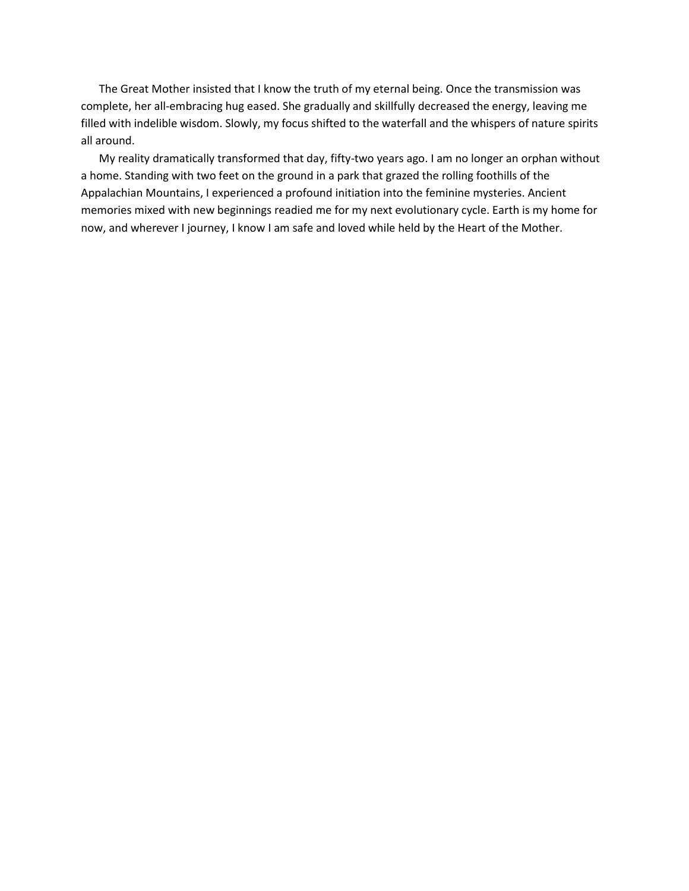The Great Mother insisted that I know the truth of my eternal being. Once the transmission was complete, her all-embracing hug eased. She gradually and skillfully decreased the energy, leaving me filled with indelible wisdom. Slowly, my focus shifted to the waterfall and the whispers of nature spirits all around.

My reality dramatically transformed that day, fifty-two years ago. I am no longer an orphan without a home. Standing with two feet on the ground in a park that grazed the rolling foothills of the Appalachian Mountains, I experienced a profound initiation into the feminine mysteries. Ancient memories mixed with new beginnings readied me for my next evolutionary cycle. Earth is my home for now, and wherever I journey, I know I am safe and loved while held by the Heart of the Mother.